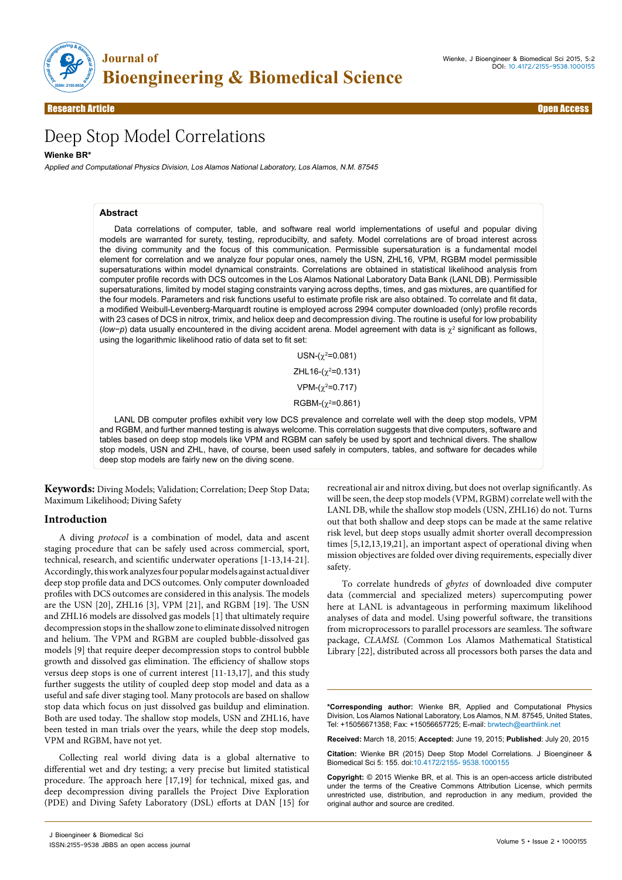**Research Article** **Open Access**

# Deep Stop Model Correlations

**Wienke BR***

*Applied and Computational Physics Division, Los Alamos National Laboratory, Los Alamos, N.M. 87545*

## Abstract

Data correlations of computer, table, and software real world implementations of useful and popular diving models are warranted for surety, testing, reproducibilty, and safety. Model correlations are of broad interest across the diving community and the focus of this communication. Permissible supersaturation is a fundamental model element for correlation and we analyze four popular ones, namely the USN, ZHL16, VPM, RGBM model permissible supersaturations within model dynamical constraints. Correlations are obtained in statistical likelihood analysis from computer profile records with DCS outcomes in the Los Alamos National Laboratory Data Bank (LANL DB). Permissible supersaturations, limited by model staging constraints varying across depths, times, and gas mixtures, are quantified for the four models. Parameters and risk functions useful to estimate profile risk are also obtained. To correlate and fit data, a modified Weibull-Levenberg-Marquardt routine is employed across 2994 computer downloaded (only) profile records with 23 cases of DCS in nitrox, trimix, and heliox deep and decompression diving. The routine is useful for low probability (*low−p*) data usually encountered in the diving accident arena. Model agreement with data is $\chi^2$ significant as follows, using the logarithmic likelihood ratio of data set to fit set:

USN-($\chi^2$=0.081)

ZHL16-($\chi^2$=0.131)

VPM-($\chi^2$=0.717)

RGBM-($\chi^2$=0.861)

LANL DB computer profiles exhibit very low DCS prevalence and correlate well with the deep stop models, VPM and RGBM, and further manned testing is always welcome. This correlation suggests that dive computers, software and tables based on deep stop models like VPM and RGBM can safely be used by sport and technical divers. The shallow stop models, USN and ZHL, have, of course, been used safely in computers, tables, and software for decades while deep stop models are fairly new on the diving scene.

**Keywords:** Diving Models; Validation; Correlation; Deep Stop Data; Maximum Likelihood; Diving Safety

## Introduction

A diving *protocol* is a combination of model, data and ascent staging procedure that can be safely used across commercial, sport, technical, research, and scientific underwater operations [1-13,14-21]. Accordingly, this work analyzes four popular models against actual diver deep stop profile data and DCS outcomes. Only computer downloaded profiles with DCS outcomes are considered in this analysis. The models are the USN [20], ZHL16 [3], VPM [21], and RGBM [19]. The USN and ZHL16 models are dissolved gas models [1] that ultimately require decompression stops in the shallow zone to eliminate dissolved nitrogen and helium. The VPM and RGBM are coupled bubble-dissolved gas models [9] that require deeper decompression stops to control bubble growth and dissolved gas elimination. The efficiency of shallow stops versus deep stops is one of current interest [11-13,17], and this study further suggests the utility of coupled deep stop model and data as a useful and safe diver staging tool. Many protocols are based on shallow stop data which focus on just dissolved gas buildup and elimination. Both are used today. The shallow stop models, USN and ZHL16, have been tested in man trials over the years, while the deep stop models, VPM and RGBM, have not yet.

Collecting real world diving data is a global alternative to differential wet and dry testing; a very precise but limited statistical procedure. The approach here [17,19] for technical, mixed gas, and deep decompression diving parallels the Project Dive Exploration (PDE) and Diving Safety Laboratory (DSL) efforts at DAN [15] for recreational air and nitrox diving, but does not overlap significantly. As will be seen, the deep stop models (VPM, RGBM) correlate well with the LANL DB, while the shallow stop models (USN, ZHL16) do not. Turns out that both shallow and deep stops can be made at the same relative risk level, but deep stops usually admit shorter overall decompression times [5,12,13,19,21], an important aspect of operational diving when mission objectives are folded over diving requirements, especially diver safety.

To correlate hundreds of *gbytes* of downloaded dive computer data (commercial and specialized meters) supercomputing power here at LANL is advantageous in performing maximum likelihood analyses of data and model. Using powerful software, the transitions from microprocessors to parallel processors are seamless. The software package, *CLAMSL* (Common Los Alamos Mathematical Statistical Library [22], distributed across all processors both parses the data and

---

**\*Corresponding author:** Wienke BR, Applied and Computational Physics Division, Los Alamos National Laboratory, Los Alamos, N.M. 87545, United States, Tel: +15056671358; Fax: +15056657725; E-mail: brwtech@earthlink.net

**Received:** March 18, 2015; **Accepted:** June 19, 2015; **Published:** July 20, 2015

**Citation:** Wienke BR (2015) Deep Stop Model Correlations. J Bioengineer & Biomedical Sci 5: 155. doi:10.4172/2155- 9538.1000155

**Copyright:** © 2015 Wienke BR, et al. This is an open-access article distributed under the terms of the Creative Commons Attribution License, which permits unrestricted use, distribution, and reproduction in any medium, provided the original author and source are credited.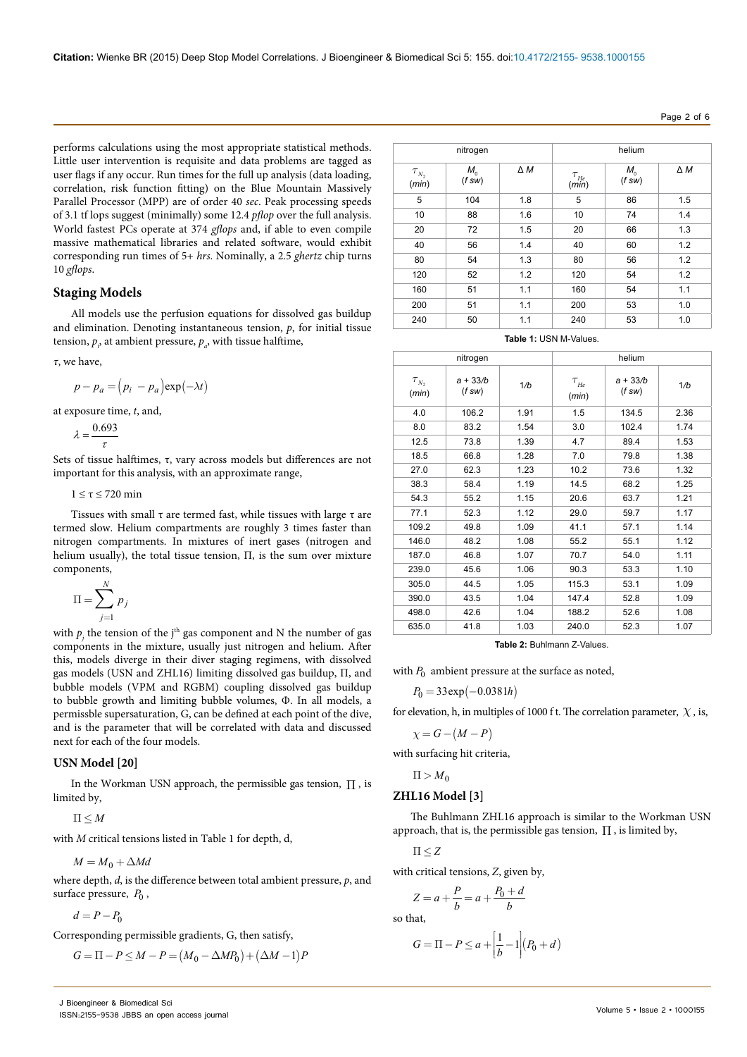performs calculations using the most appropriate statistical methods. Little user intervention is requisite and data problems are tagged as user flags if any occur. Run times for the full up analysis (data loading, correlation, risk function fitting) on the Blue Mountain Massively Parallel Processor (MPP) are of order 40 *sec*. Peak processing speeds of 3.1 tf lops suggest (minimally) some 12.4 *pflop* over the full analysis. World fastest PCs operate at 374 *gflops* and, if able to even compile massive mathematical libraries and related software, would exhibit corresponding run times of 5+ *hrs*. Nominally, a 2.5 *ghertz* chip turns 10 *gflops*.

## Staging Models

All models use the perfusion equations for dissolved gas buildup and elimination. Denoting instantaneous tension, $p$, for initial tissue tension, $p_i$, at ambient pressure, $p_a$, with tissue halftime,

$\tau$, we have,

$$p - p_a = \left(p_i - p_a\right)\exp\left(-\lambda t\right)$$

at exposure time, $t$, and,

$$\lambda = \frac{0.693}{\tau}$$

Sets of tissue halftimes, τ, vary across models but differences are not important for this analysis, with an approximate range,

$$1 \leq \tau \leq 720 \text{ min}$$

Tissues with small τ are termed fast, while tissues with large τ are termed slow. Helium compartments are roughly 3 times faster than nitrogen compartments. In mixtures of inert gases (nitrogen and helium usually), the total tissue tension, Π, is the sum over mixture components,

$$\Pi = \sum_{j=1}^{N} p_j$$

with $p_j$ the tension of the j[th] gas component and N the number of gas components in the mixture, usually just nitrogen and helium. After this, models diverge in their diver staging regimens, with dissolved gas models (USN and ZHL16) limiting dissolved gas buildup, Π, and bubble models (VPM and RGBM) coupling dissolved gas buildup to bubble growth and limiting bubble volumes, Φ. In all models, a permissble supersaturation, G, can be defined at each point of the dive, and is the parameter that will be correlated with data and discussed next for each of the four models.

### USN Model [20]

In the Workman USN approach, the permissible gas tension, $\Pi$, is limited by,

$$\Pi \leq M$$

with *M* critical tensions listed in Table 1 for depth, d,

$$M = M_0 + \Delta M d$$

where depth, $d$, is the difference between total ambient pressure, $p$, and surface pressure, $P_0$,

$$d = P - P_0$$

Corresponding permissible gradients, G, then satisfy,

$$G = \Pi - P \leq M - P = \left(M_0 - \Delta M P_0\right) + \left(\Delta M - 1\right)P$$

| nitrogen | | | helium | | |
|---|---|---|---|---|---|
| $\tau_{N_2}$ (*min*) | $M_0$ (*f sw*) | $\Delta M$ | $\tau_{He}$ (*min*) | $M_0$ (*f sw*) | $\Delta M$ |
| 5 | 104 | 1.8 | 5 | 86 | 1.5 |
| 10 | 88 | 1.6 | 10 | 74 | 1.4 |
| 20 | 72 | 1.5 | 20 | 66 | 1.3 |
| 40 | 56 | 1.4 | 40 | 60 | 1.2 |
| 80 | 54 | 1.3 | 80 | 56 | 1.2 |
| 120 | 52 | 1.2 | 120 | 54 | 1.2 |
| 160 | 51 | 1.1 | 160 | 54 | 1.1 |
| 200 | 51 | 1.1 | 200 | 53 | 1.0 |
| 240 | 50 | 1.1 | 240 | 53 | 1.0 |

**Table 1:** USN M-Values.

| nitrogen | | | helium | | |
|---|---|---|---|---|---|
| $\tau_{N_2}$ (*min*) | $a + 33/b$ (*f sw*) | $1/b$ | $\tau_{He}$ (*min*) | $a + 33/b$ (*f sw*) | $1/b$ |
| 4.0 | 106.2 | 1.91 | 1.5 | 134.5 | 2.36 |
| 8.0 | 83.2 | 1.54 | 3.0 | 102.4 | 1.74 |
| 12.5 | 73.8 | 1.39 | 4.7 | 89.4 | 1.53 |
| 18.5 | 66.8 | 1.28 | 7.0 | 79.8 | 1.38 |
| 27.0 | 62.3 | 1.23 | 10.2 | 73.6 | 1.32 |
| 38.3 | 58.4 | 1.19 | 14.5 | 68.2 | 1.25 |
| 54.3 | 55.2 | 1.15 | 20.6 | 63.7 | 1.21 |
| 77.1 | 52.3 | 1.12 | 29.0 | 59.7 | 1.17 |
| 109.2 | 49.8 | 1.09 | 41.1 | 57.1 | 1.14 |
| 146.0 | 48.2 | 1.08 | 55.2 | 55.1 | 1.12 |
| 187.0 | 46.8 | 1.07 | 70.7 | 54.0 | 1.11 |
| 239.0 | 45.6 | 1.06 | 90.3 | 53.3 | 1.10 |
| 305.0 | 44.5 | 1.05 | 115.3 | 53.1 | 1.09 |
| 390.0 | 43.5 | 1.04 | 147.4 | 52.8 | 1.09 |
| 498.0 | 42.6 | 1.04 | 188.2 | 52.6 | 1.08 |
| 635.0 | 41.8 | 1.03 | 240.0 | 52.3 | 1.07 |

**Table 2:** Buhlmann Z-Values.

with $P_0$ ambient pressure at the surface as noted,

$$P_0 = 33\exp\left(-0.0381h\right)$$

for elevation, h, in multiples of 1000 f t. The correlation parameter, $\chi$, is,

$$\chi = G - \left(M - P\right)$$

with surfacing hit criteria,

$$\Pi > M_0$$

### ZHL16 Model [3]

The Buhlmann ZHL16 approach is similar to the Workman USN approach, that is, the permissible gas tension, $\Pi$, is limited by,

$$\Pi \leq Z$$

with critical tensions, *Z*, given by,

$$Z = a + \frac{P}{b} = a + \frac{P_0 + d}{b}$$

so that,

$$G = \Pi - P \leq a + \left[\frac{1}{b} - 1\right]\left(P_0 + d\right)$$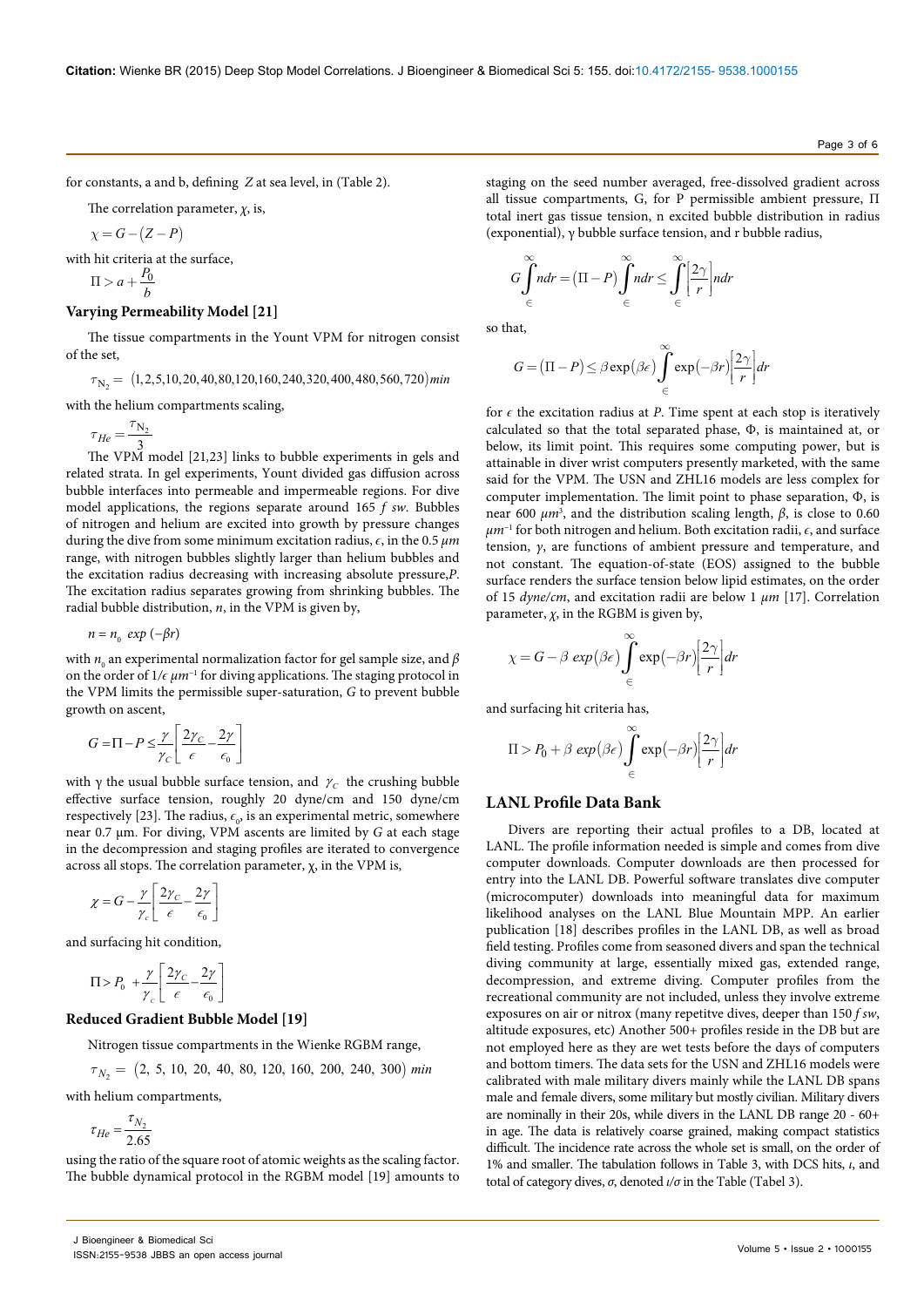for constants, a and b, defining $Z$ at sea level, in (Table 2).

The correlation parameter, $\chi$, is,

$$\chi = G - (Z - P)$$

with hit criteria at the surface,

$$\Pi > a + \frac{P_0}{b}$$

### Varying Permeability Model [21]

The tissue compartments in the Yount VPM for nitrogen consist of the set,

$$\tau_{N_2} = (1, 2, 5, 10, 20, 40, 80, 120, 160, 240, 320, 400, 480, 560, 720)\, min$$

with the helium compartments scaling,

$$\tau_{He} = \frac{\tau_{N_2}}{3}$$

The VPM model [21,23] links to bubble experiments in gels and related strata. In gel experiments, Yount divided gas diffusion across bubble interfaces into permeable and impermeable regions. For dive model applications, the regions separate around 165 *f sw*. Bubbles of nitrogen and helium are excited into growth by pressure changes during the dive from some minimum excitation radius, $\epsilon$, in the 0.5 $\mu m$ range, with nitrogen bubbles slightly larger than helium bubbles and the excitation radius decreasing with increasing absolute pressure, $P$. The excitation radius separates growing from shrinking bubbles. The radial bubble distribution, $n$, in the VPM is given by,

$$n = n_0 \exp(-\beta r)$$

with $n_0$ an experimental normalization factor for gel sample size, and $\beta$ on the order of $1/\epsilon\ \mu m^{-1}$ for diving applications. The staging protocol in the VPM limits the permissible super-saturation, $G$ to prevent bubble growth on ascent,

$$G = \Pi - P \le \frac{\gamma}{\gamma_C}\left[\frac{2\gamma_C}{\epsilon} - \frac{2\gamma}{\epsilon_0}\right]$$

with $\gamma$ the usual bubble surface tension, and $\gamma_C$ the crushing bubble effective surface tension, roughly 20 dyne/cm and 150 dyne/cm respectively [23]. The radius, $\epsilon_0$, is an experimental metric, somewhere near 0.7 µm. For diving, VPM ascents are limited by $G$ at each stage in the decompression and staging profiles are iterated to convergence across all stops. The correlation parameter, $\chi$, in the VPM is,

$$\chi = G - \frac{\gamma}{\gamma_c}\left[\frac{2\gamma_C}{\epsilon} - \frac{2\gamma}{\epsilon_0}\right]$$

and surfacing hit condition,

$$\Pi > P_0 + \frac{\gamma}{\gamma_c}\left[\frac{2\gamma_C}{\epsilon} - \frac{2\gamma}{\epsilon_0}\right]$$

### Reduced Gradient Bubble Model [19]

Nitrogen tissue compartments in the Wienke RGBM range,

$$\tau_{N_2} = (2,\ 5,\ 10,\ 20,\ 40,\ 80,\ 120,\ 160,\ 200,\ 240,\ 300)\ min$$

with helium compartments,

$$\tau_{He} = \frac{\tau_{N_2}}{2.65}$$

using the ratio of the square root of atomic weights as the scaling factor. The bubble dynamical protocol in the RGBM model [19] amounts to staging on the seed number averaged, free-dissolved gradient across all tissue compartments, G, for P permissible ambient pressure, $\Pi$ total inert gas tissue tension, n excited bubble distribution in radius (exponential), $\gamma$ bubble surface tension, and r bubble radius,

$$G\int_{\epsilon}^{\infty} n dr = (\Pi - P)\int_{\epsilon}^{\infty} n dr \le \int_{\epsilon}^{\infty}\left[\frac{2\gamma}{r}\right] n dr$$

so that,

$$G = (\Pi - P) \le \beta \exp(\beta\epsilon)\int_{\epsilon}^{\infty}\exp(-\beta r)\left[\frac{2\gamma}{r}\right] dr$$

for $\epsilon$ the excitation radius at $P$. Time spent at each stop is iteratively calculated so that the total separated phase, $\Phi$, is maintained at, or below, its limit point. This requires some computing power, but is attainable in diver wrist computers presently marketed, with the same said for the VPM. The USN and ZHL16 models are less complex for computer implementation. The limit point to phase separation, $\Phi$, is near 600 $\mu m^3$, and the distribution scaling length, $\beta$, is close to 0.60 $\mu m^{-1}$ for both nitrogen and helium. Both excitation radii, $\epsilon$, and surface tension, $\gamma$, are functions of ambient pressure and temperature, and not constant. The equation-of-state (EOS) assigned to the bubble surface renders the surface tension below lipid estimates, on the order of 15 *dyne/cm*, and excitation radii are below 1 $\mu m$ [17]. Correlation parameter, $\chi$, in the RGBM is given by,

$$\chi = G - \beta \exp(\beta\epsilon)\int_{\epsilon}^{\infty}\exp(-\beta r)\left[\frac{2\gamma}{r}\right] dr$$

and surfacing hit criteria has,

$$\Pi > P_0 + \beta \exp(\beta\epsilon)\int_{\epsilon}^{\infty}\exp(-\beta r)\left[\frac{2\gamma}{r}\right] dr$$

### LANL Profile Data Bank

Divers are reporting their actual profiles to a DB, located at LANL. The profile information needed is simple and comes from dive computer downloads. Computer downloads are then processed for entry into the LANL DB. Powerful software translates dive computer (microcomputer) downloads into meaningful data for maximum likelihood analyses on the LANL Blue Mountain MPP. An earlier publication [18] describes profiles in the LANL DB, as well as broad field testing. Profiles come from seasoned divers and span the technical diving community at large, essentially mixed gas, extended range, decompression, and extreme diving. Computer profiles from the recreational community are not included, unless they involve extreme exposures on air or nitrox (many repetitve dives, deeper than 150 *f sw*, altitude exposures, etc) Another 500+ profiles reside in the DB but are not employed here as they are wet tests before the days of computers and bottom timers. The data sets for the USN and ZHL16 models were calibrated with male military divers mainly while the LANL DB spans male and female divers, some military but mostly civilian. Military divers are nominally in their 20s, while divers in the LANL DB range 20 - 60+ in age. The data is relatively coarse grained, making compact statistics difficult. The incidence rate across the whole set is small, on the order of 1% and smaller. The tabulation follows in Table 3, with DCS hits, $\iota$, and total of category dives, $\sigma$, denoted $\iota/\sigma$ in the Table (Tabel 3).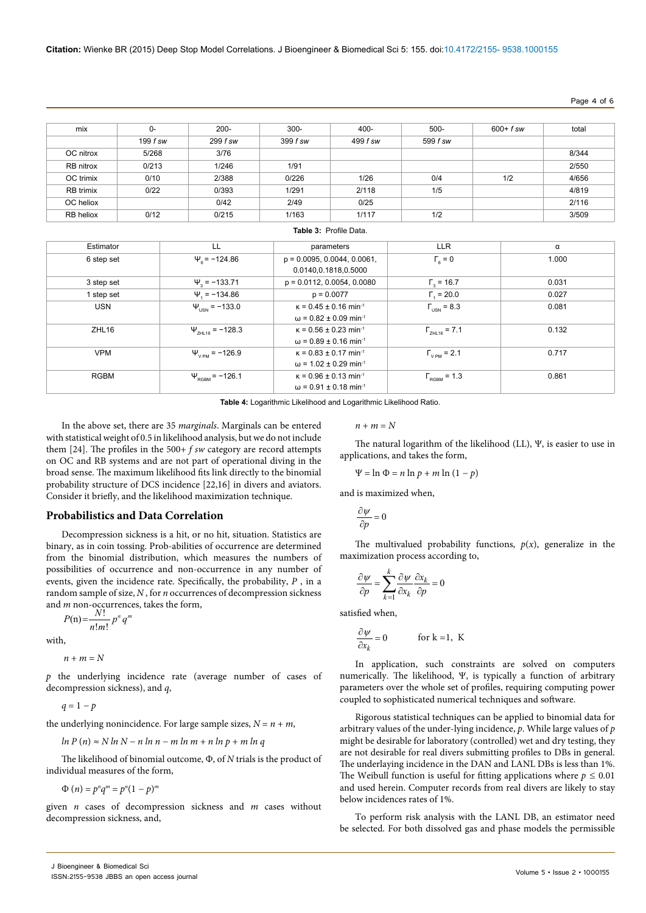| mix | 0-<br>199 *f sw* | 200-<br>299 *f sw* | 300-<br>399 *f sw* | 400-<br>499 *f sw* | 500-<br>599 *f sw* | 600+ *f sw* | total |
|---|---|---|---|---|---|---|---|
| OC nitrox | 5/268 | 3/76 | | | | | 8/344 |
| RB nitrox | 0/213 | 1/246 | 1/91 | | | | 2/550 |
| OC trimix | 0/10 | 2/388 | 0/226 | 1/26 | 0/4 | 1/2 | 4/656 |
| RB trimix | 0/22 | 0/393 | 1/291 | 2/118 | 1/5 | | 4/819 |
| OC heliox | | 0/42 | 2/49 | 0/25 | | | 2/116 |
| RB heliox | 0/12 | 0/215 | 1/163 | 1/117 | 1/2 | | 3/509 |

**Table 3:** Profile Data.

| Estimator | LL | parameters | LLR | α |
|---|---|---|---|---|
| 6 step set | $\Psi_6 = -124.86$ | p = 0.0095, 0.0044, 0.0061, 0.0140,0.1818,0.5000 | $\Gamma_6 = 0$ | 1.000 |
| 3 step set | $\Psi_3 = -133.71$ | p = 0.0112, 0.0054, 0.0080 | $\Gamma_3 = 16.7$ | 0.031 |
| 1 step set | $\Psi_1 = -134.86$ | p = 0.0077 | $\Gamma_1 = 20.0$ | 0.027 |
| USN | $\Psi_{USN} = -133.0$ | $\kappa = 0.45 \pm 0.16$ min$^{-1}$<br>$\omega = 0.82 \pm 0.09$ min$^{-1}$ | $\Gamma_{USN} = 8.3$ | 0.081 |
| ZHL16 | $\Psi_{ZHL16} = -128.3$ | $\kappa = 0.56 \pm 0.23$ min$^{-1}$<br>$\omega = 0.89 \pm 0.16$ min$^{-1}$ | $\Gamma_{ZHL16} = 7.1$ | 0.132 |
| VPM | $\Psi_{VPM} = -126.9$ | $\kappa = 0.83 \pm 0.17$ min$^{-1}$<br>$\omega = 1.02 \pm 0.29$ min$^{-1}$ | $\Gamma_{VPM} = 2.1$ | 0.717 |
| RGBM | $\Psi_{RGBM} = -126.1$ | $\kappa = 0.96 \pm 0.13$ min$^{-1}$<br>$\omega = 0.91 \pm 0.18$ min$^{-1}$ | $\Gamma_{RGBM} = 1.3$ | 0.861 |

**Table 4:** Logarithmic Likelihood and Logarithmic Likelihood Ratio.

In the above set, there are 35 *marginals*. Marginals can be entered with statistical weight of 0.5 in likelihood analysis, but we do not include them [24]. The profiles in the 500+ *f sw* category are record attempts on OC and RB systems and are not part of operational diving in the broad sense. The maximum likelihood fits link directly to the binomial probability structure of DCS incidence [22,16] in divers and aviators. Consider it briefly, and the likelihood maximization technique.

## Probabilistics and Data Correlation

Decompression sickness is a hit, or no hit, situation. Statistics are binary, as in coin tossing. Prob-abilities of occurrence are determined from the binomial distribution, which measures the numbers of possibilities of occurrence and non-occurrence in any number of events, given the incidence rate. Specifically, the probability, $P$ , in a random sample of size, $N$ , for $n$ occurrences of decompression sickness and $m$ non-occurrences, takes the form,

$$P(\mathrm{n}) = \frac{N!}{n!m!} p^n q^m$$

with,

$$n + m = N$$

$p$ the underlying incidence rate (average number of cases of decompression sickness), and $q$,

$$q = 1 - p$$

the underlying nonincidence. For large sample sizes, $N = n + m$,

$$\ln P(n) \approx N \ln N - n \ln n - m \ln m + n \ln p + m \ln q$$

The likelihood of binomial outcome, $\Phi$, of $N$ trials is the product of individual measures of the form,

$$\Phi(n) = p^n q^m = p^n (1-p)^m$$

given $n$ cases of decompression sickness and $m$ cases without decompression sickness, and,

$$n + m = N$$

The natural logarithm of the likelihood (LL), $\Psi$, is easier to use in applications, and takes the form,

$$\Psi = \ln \Phi = n \ln p + m \ln(1-p)$$

and is maximized when,

$$\frac{\partial \psi}{\partial p} = 0$$

The multivalued probability functions, $p(x)$, generalize in the maximization process according to,

$$\frac{\partial \psi}{\partial p} = \sum_{k=1}^{k} \frac{\partial \psi}{\partial x_k} \frac{\partial x_k}{\partial p} = 0$$

satisfied when,

$$\frac{\partial \psi}{\partial x_k} = 0 \qquad \text{for k =1, K}$$

In application, such constraints are solved on computers numerically. The likelihood, $\Psi$, is typically a function of arbitrary parameters over the whole set of profiles, requiring computing power coupled to sophisticated numerical techniques and software.

Rigorous statistical techniques can be applied to binomial data for arbitrary values of the under-lying incidence, $p$. While large values of $p$ might be desirable for laboratory (controlled) wet and dry testing, they are not desirable for real divers submitting profiles to DBs in general. The underlaying incidence in the DAN and LANL DBs is less than 1%. The Weibull function is useful for fitting applications where $p \le 0.01$ and used herein. Computer records from real divers are likely to stay below incidences rates of 1%.

To perform risk analysis with the LANL DB, an estimator need be selected. For both dissolved gas and phase models the permissible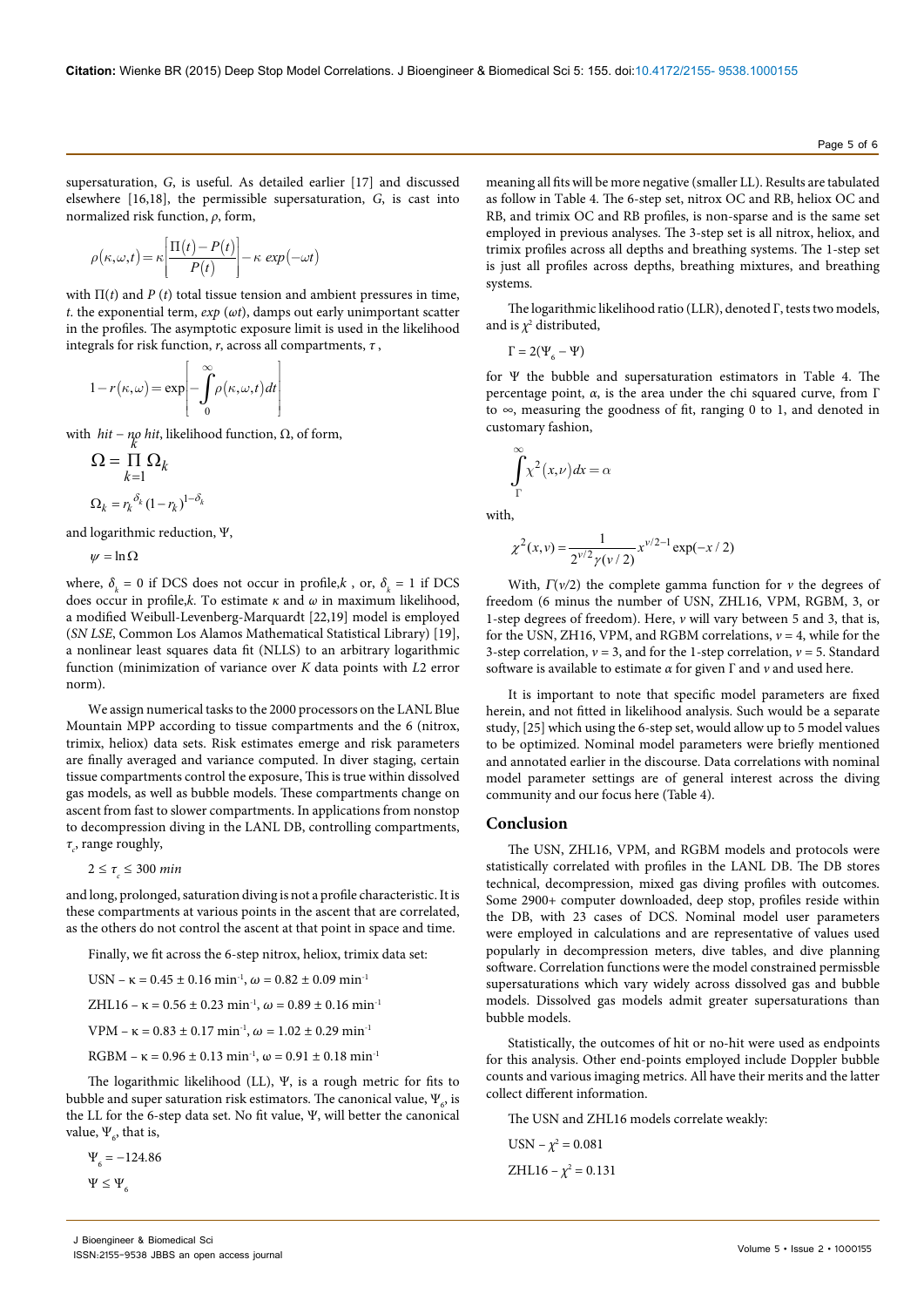supersaturation, $G$, is useful. As detailed earlier [17] and discussed elsewhere [16,18], the permissible supersaturation, $G$, is cast into normalized risk function, $\rho$, form,

$$\rho(\kappa,\omega,t) = \kappa\left[\frac{\Pi(t) - P(t)}{P(t)}\right] - \kappa\ exp(-\omega t)$$

with $\Pi(t)$ and $P(t)$ total tissue tension and ambient pressures in time, $t$. the exponential term, $exp(\omega t)$, damps out early unimportant scatter in the profiles. The asymptotic exposure limit is used in the likelihood integrals for risk function, $r$, across all compartments, $\tau$,

$$1 - r(\kappa,\omega) = \exp\left[-\int_0^\infty \rho(\kappa,\omega,t)dt\right]$$

with $hit - no\ hit$, likelihood function, $\Omega$, of form,

$$\Omega = \prod_{k=1}^{k} \Omega_k$$

$$\Omega_k = r_k^{\delta_k}(1 - r_k)^{1-\delta_k}$$

and logarithmic reduction, $\Psi$,

$$\psi = \ln\Omega$$

where, $\delta_k = 0$ if DCS does not occur in profile,$k$ , or, $\delta_k = 1$ if DCS does occur in profile,$k$. To estimate $\kappa$ and $\omega$ in maximum likelihood, a modified Weibull-Levenberg-Marquardt [22,19] model is employed (*SN LSE*, Common Los Alamos Mathematical Statistical Library) [19], a nonlinear least squares data fit (NLLS) to an arbitrary logarithmic function (minimization of variance over $K$ data points with $L2$ error norm).

We assign numerical tasks to the 2000 processors on the LANL Blue Mountain MPP according to tissue compartments and the 6 (nitrox, trimix, heliox) data sets. Risk estimates emerge and risk parameters are finally averaged and variance computed. In diver staging, certain tissue compartments control the exposure, This is true within dissolved gas models, as well as bubble models. These compartments change on ascent from fast to slower compartments. In applications from nonstop to decompression diving in the LANL DB, controlling compartments, $\tau_c$, range roughly,

$$2 \le \tau_c \le 300\ min$$

and long, prolonged, saturation diving is not a profile characteristic. It is these compartments at various points in the ascent that are correlated, as the others do not control the ascent at that point in space and time.

Finally, we fit across the 6-step nitrox, heliox, trimix data set:

USN – $\kappa = 0.45 \pm 0.16\ min^{-1}$, $\omega = 0.82 \pm 0.09\ min^{-1}$

ZHL16 – $\kappa = 0.56 \pm 0.23\ min^{-1}$, $\omega = 0.89 \pm 0.16\ min^{-1}$

VPM – $\kappa = 0.83 \pm 0.17\ min^{-1}$, $\omega = 1.02 \pm 0.29\ min^{-1}$

RGBM – $\kappa = 0.96 \pm 0.13\ min^{-1}$, $\omega = 0.91 \pm 0.18\ min^{-1}$

The logarithmic likelihood (LL), $\Psi$, is a rough metric for fits to bubble and super saturation risk estimators. The canonical value, $\Psi_6$, is the LL for the 6-step data set. No fit value, $\Psi$, will better the canonical value, $\Psi_6$, that is,

$$\Psi_6 = -124.86$$

$$\Psi \le \Psi_6$$

meaning all fits will be more negative (smaller LL). Results are tabulated as follow in Table 4. The 6-step set, nitrox OC and RB, heliox OC and RB, and trimix OC and RB profiles, is non-sparse and is the same set employed in previous analyses. The 3-step set is all nitrox, heliox, and trimix profiles across all depths and breathing systems. The 1-step set is just all profiles across depths, breathing mixtures, and breathing systems.

The logarithmic likelihood ratio (LLR), denoted $\Gamma$, tests two models, and is $\chi^2$ distributed,

$$\Gamma = 2(\Psi_6 - \Psi)$$

for $\Psi$ the bubble and supersaturation estimators in Table 4. The percentage point, $\alpha$, is the area under the chi squared curve, from $\Gamma$ to $\infty$, measuring the goodness of fit, ranging 0 to 1, and denoted in customary fashion,

$$\int_\Gamma^\infty \chi^2(x,\nu)dx = \alpha$$

with,

$$\chi^2(x,v) = \frac{1}{2^{v/2}\gamma(v/2)}x^{v/2-1}\exp(-x/2)$$

With, $\Gamma(\nu/2)$ the complete gamma function for $\nu$ the degrees of freedom (6 minus the number of USN, ZHL16, VPM, RGBM, 3, or 1-step degrees of freedom). Here, $\nu$ will vary between 5 and 3, that is, for the USN, ZH16, VPM, and RGBM correlations, $\nu = 4$, while for the 3-step correlation, $\nu = 3$, and for the 1-step correlation, $\nu = 5$. Standard software is available to estimate $\alpha$ for given $\Gamma$ and $\nu$ and used here.

It is important to note that specific model parameters are fixed herein, and not fitted in likelihood analysis. Such would be a separate study, [25] which using the 6-step set, would allow up to 5 model values to be optimized. Nominal model parameters were briefly mentioned and annotated earlier in the discourse. Data correlations with nominal model parameter settings are of general interest across the diving community and our focus here (Table 4).

## Conclusion

The USN, ZHL16, VPM, and RGBM models and protocols were statistically correlated with profiles in the LANL DB. The DB stores technical, decompression, mixed gas diving profiles with outcomes. Some 2900+ computer downloaded, deep stop, profiles reside within the DB, with 23 cases of DCS. Nominal model user parameters were employed in calculations and are representative of values used popularly in decompression meters, dive tables, and dive planning software. Correlation functions were the model constrained permissble supersaturations which vary widely across dissolved gas and bubble models. Dissolved gas models admit greater supersaturations than bubble models.

Statistically, the outcomes of hit or no-hit were used as endpoints for this analysis. Other end-points employed include Doppler bubble counts and various imaging metrics. All have their merits and the latter collect different information.

The USN and ZHL16 models correlate weakly:

USN – $\chi^2 = 0.081$

ZHL16 – $\chi^2 = 0.131$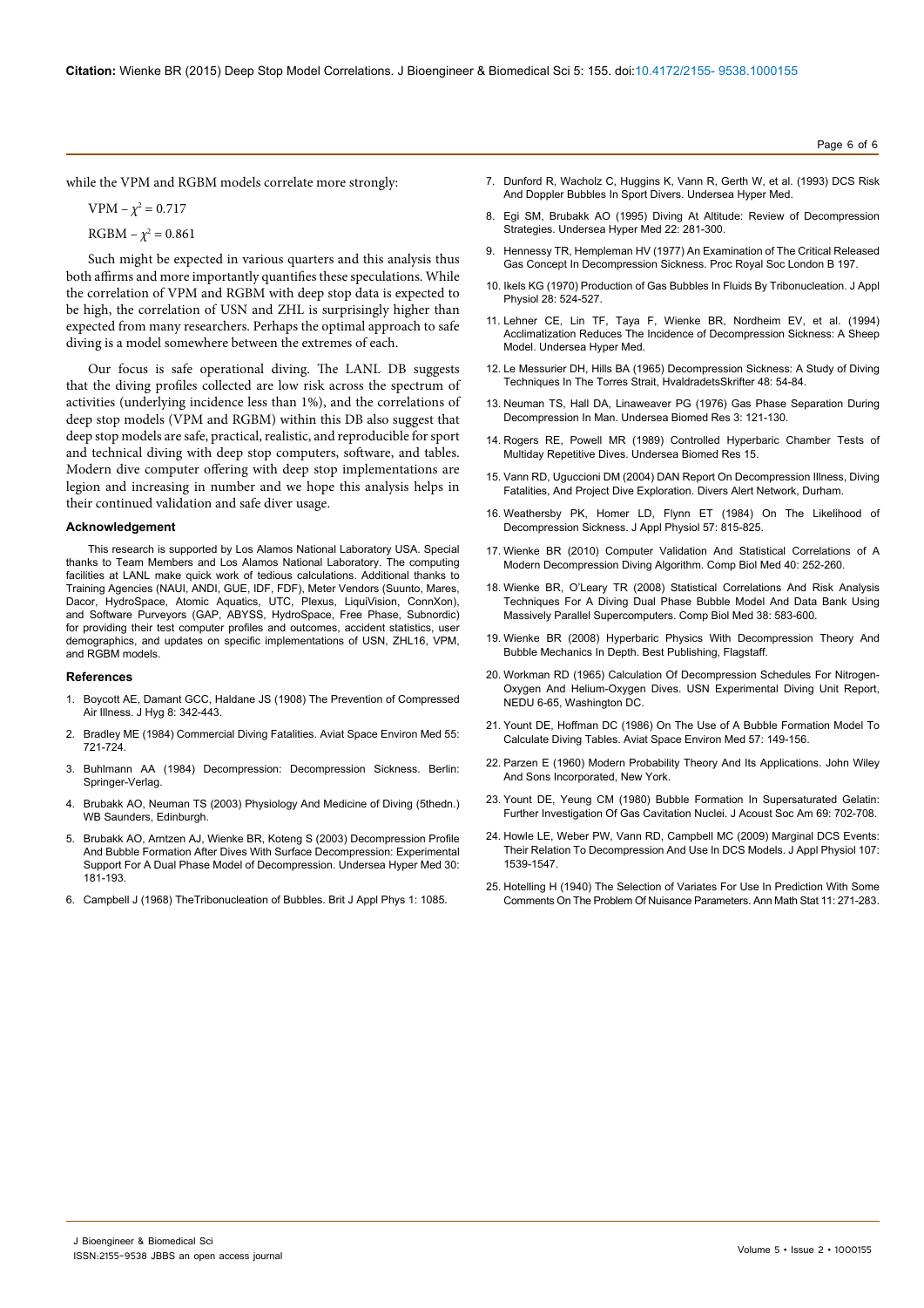while the VPM and RGBM models correlate more strongly:

$$VPM - \chi^2 = 0.717$$

$$RGBM - \chi^2 = 0.861$$

Such might be expected in various quarters and this analysis thus both affirms and more importantly quantifies these speculations. While the correlation of VPM and RGBM with deep stop data is expected to be high, the correlation of USN and ZHL is surprisingly higher than expected from many researchers. Perhaps the optimal approach to safe diving is a model somewhere between the extremes of each.

Our focus is safe operational diving. The LANL DB suggests that the diving profiles collected are low risk across the spectrum of activities (underlying incidence less than 1%), and the correlations of deep stop models (VPM and RGBM) within this DB also suggest that deep stop models are safe, practical, realistic, and reproducible for sport and technical diving with deep stop computers, software, and tables. Modern dive computer offering with deep stop implementations are legion and increasing in number and we hope this analysis helps in their continued validation and safe diver usage.

## Acknowledgement

This research is supported by Los Alamos National Laboratory USA. Special thanks to Team Members and Los Alamos National Laboratory. The computing facilities at LANL make quick work of tedious calculations. Additional thanks to Training Agencies (NAUI, ANDI, GUE, IDF, FDF), Meter Vendors (Suunto, Mares, Dacor, HydroSpace, Atomic Aquatics, UTC, Plexus, LiquiVision, ConnXon), and Software Purveyors (GAP, ABYSS, HydroSpace, Free Phase, Subnordic) for providing their test computer profiles and outcomes, accident statistics, user demographics, and updates on specific implementations of USN, ZHL16, VPM, and RGBM models.

## References

1. Boycott AE, Damant GCC, Haldane JS (1908) The Prevention of Compressed Air Illness. J Hyg 8: 342-443.
2. Bradley ME (1984) Commercial Diving Fatalities. Aviat Space Environ Med 55: 721-724.
3. Buhlmann AA (1984) Decompression: Decompression Sickness. Berlin: Springer-Verlag.
4. Brubakk AO, Neuman TS (2003) Physiology And Medicine of Diving (5thedn.) WB Saunders, Edinburgh.
5. Brubakk AO, Arntzen AJ, Wienke BR, Koteng S (2003) Decompression Profile And Bubble Formation After Dives With Surface Decompression: Experimental Support For A Dual Phase Model of Decompression. Undersea Hyper Med 30: 181-193.
6. Campbell J (1968) TheTribonucleation of Bubbles. Brit J Appl Phys 1: 1085.
7. Dunford R, Wacholz C, Huggins K, Vann R, Gerth W, et al. (1993) DCS Risk And Doppler Bubbles In Sport Divers. Undersea Hyper Med.
8. Egi SM, Brubakk AO (1995) Diving At Altitude: Review of Decompression Strategies. Undersea Hyper Med 22: 281-300.
9. Hennessy TR, Hempleman HV (1977) An Examination of The Critical Released Gas Concept In Decompression Sickness. Proc Royal Soc London B 197.
10. Ikels KG (1970) Production of Gas Bubbles In Fluids By Tribonucleation. J Appl Physiol 28: 524-527.
11. Lehner CE, Lin TF, Taya F, Wienke BR, Nordheim EV, et al. (1994) Acclimatization Reduces The Incidence of Decompression Sickness: A Sheep Model. Undersea Hyper Med.
12. Le Messurier DH, Hills BA (1965) Decompression Sickness: A Study of Diving Techniques In The Torres Strait, HvaldradetsSkrifter 48: 54-84.
13. Neuman TS, Hall DA, Linaweaver PG (1976) Gas Phase Separation During Decompression In Man. Undersea Biomed Res 3: 121-130.
14. Rogers RE, Powell MR (1989) Controlled Hyperbaric Chamber Tests of Multiday Repetitive Dives. Undersea Biomed Res 15.
15. Vann RD, Uguccioni DM (2004) DAN Report On Decompression Illness, Diving Fatalities, And Project Dive Exploration. Divers Alert Network, Durham.
16. Weathersby PK, Homer LD, Flynn ET (1984) On The Likelihood of Decompression Sickness. J Appl Physiol 57: 815-825.
17. Wienke BR (2010) Computer Validation And Statistical Correlations of A Modern Decompression Diving Algorithm. Comp Biol Med 40: 252-260.
18. Wienke BR, O'Leary TR (2008) Statistical Correlations And Risk Analysis Techniques For A Diving Dual Phase Bubble Model And Data Bank Using Massively Parallel Supercomputers. Comp Biol Med 38: 583-600.
19. Wienke BR (2008) Hyperbaric Physics With Decompression Theory And Bubble Mechanics In Depth. Best Publishing, Flagstaff.
20. Workman RD (1965) Calculation Of Decompression Schedules For Nitrogen-Oxygen And Helium-Oxygen Dives. USN Experimental Diving Unit Report, NEDU 6-65, Washington DC.
21. Yount DE, Hoffman DC (1986) On The Use of A Bubble Formation Model To Calculate Diving Tables. Aviat Space Environ Med 57: 149-156.
22. Parzen E (1960) Modern Probability Theory And Its Applications. John Wiley And Sons Incorporated, New York.
23. Yount DE, Yeung CM (1980) Bubble Formation In Supersaturated Gelatin: Further Investigation Of Gas Cavitation Nuclei. J Acoust Soc Am 69: 702-708.
24. Howle LE, Weber PW, Vann RD, Campbell MC (2009) Marginal DCS Events: Their Relation To Decompression And Use In DCS Models. J Appl Physiol 107: 1539-1547.
25. Hotelling H (1940) The Selection of Variates For Use In Prediction With Some Comments On The Problem Of Nuisance Parameters. Ann Math Stat 11: 271-283.